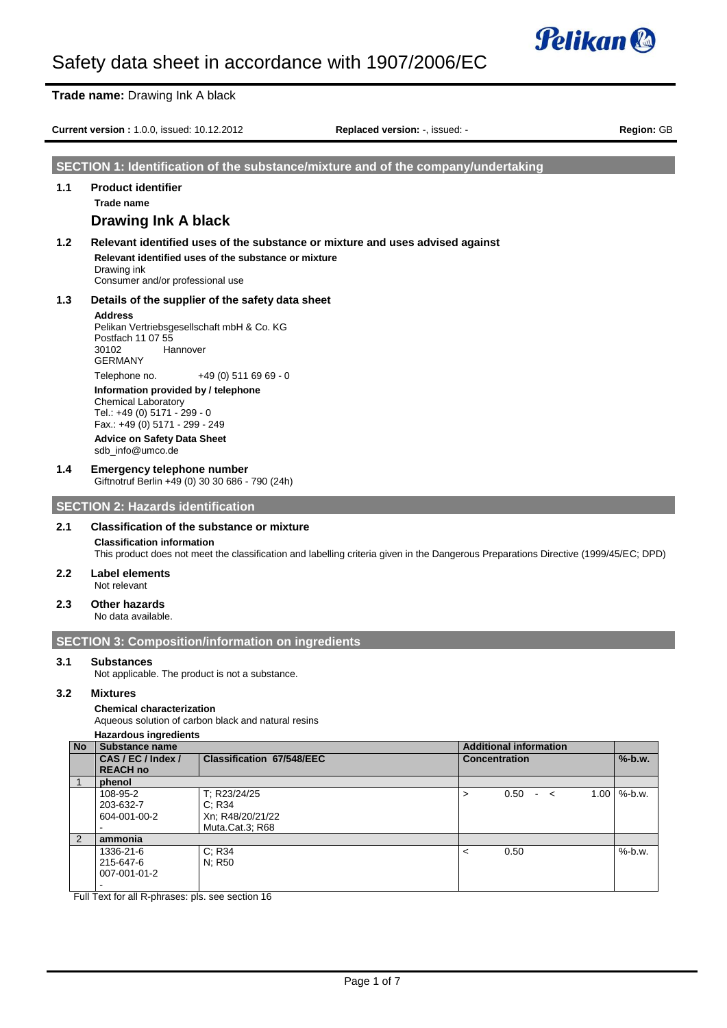# Safety data sheet in accordance with 1907/2006/EC

**Trade name:** Drawing Ink A black

**Current version :** 1.0.0, issued: 10.12.2012 **Replaced version:** -, issued: - **Region:** GB

## SECTION 1: Identification of the substance/mixture and of the company/undertaking

### 1.1 Product identifier

**Trade name**

**Drawing Ink A black**

### 1.2 Relevant identified uses of the substance or mixture and uses advised against

**Relevant identified uses of the substance or mixture**

Drawing ink
Consumer and/or professional use

### 1.3 Details of the supplier of the safety data sheet

**Address**

Pelikan Vertriebsgesellschaft mbH & Co. KG
Postfach 11 07 55
30102 Hannover
GERMANY

Telephone no. +49 (0) 511 69 69 - 0

**Information provided by / telephone**

Chemical Laboratory
Tel.: +49 (0) 5171 - 299 - 0
Fax.: +49 (0) 5171 - 299 - 249

**Advice on Safety Data Sheet**

sdb_info@umco.de

### 1.4 Emergency telephone number

Giftnotruf Berlin +49 (0) 30 30 686 - 790 (24h)

## SECTION 2: Hazards identification

### 2.1 Classification of the substance or mixture

**Classification information**

This product does not meet the classification and labelling criteria given in the Dangerous Preparations Directive (1999/45/EC; DPD)

### 2.2 Label elements

Not relevant

### 2.3 Other hazards

No data available.

## SECTION 3: Composition/information on ingredients

### 3.1 Substances

Not applicable. The product is not a substance.

### 3.2 Mixtures

**Chemical characterization**

Aqueous solution of carbon black and natural resins

**Hazardous ingredients**

| No | Substance name | | Additional information | |
|---|---|---|---|---|
| | CAS / EC / Index / REACH no | Classification 67/548/EEC | Concentration | %-b.w. |
| 1 | **phenol** | | | |
| | 108-95-2<br>203-632-7<br>604-001-00-2<br>- | T; R23/24/25<br>C; R34<br>Xn; R48/20/21/22<br>Muta.Cat.3; R68 | > 0.50 - < 1.00 | %-b.w. |
| 2 | **ammonia** | | | |
| | 1336-21-6<br>215-647-6<br>007-001-01-2<br>- | C; R34<br>N; R50 | < 0.50 | %-b.w. |

Full Text for all R-phrases: pls. see section 16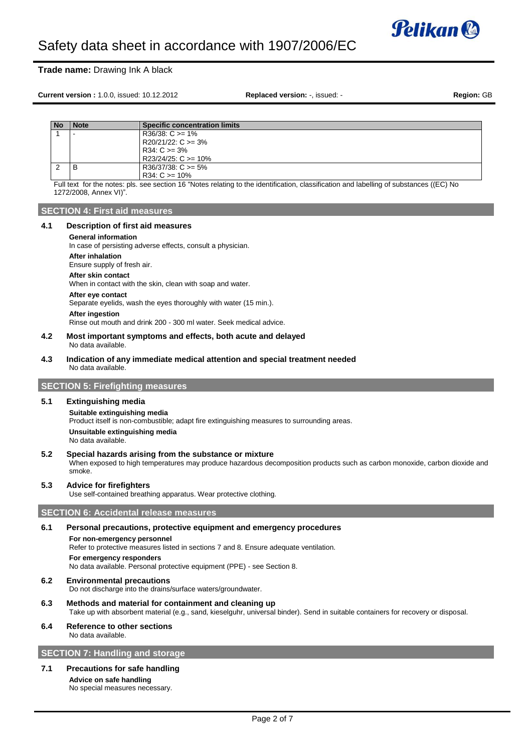| No | Note | Specific concentration limits |
|---|---|---|
| 1 | - | R36/38: C >= 1%<br>R20/21/22: C >= 3%<br>R34: C >= 3%<br>R23/24/25: C >= 10% |
| 2 | B | R36/37/38: C >= 5%<br>R34: C >= 10% |

Full text for the notes: pls. see section 16 "Notes relating to the identification, classification and labelling of substances ((EC) No 1272/2008, Annex VI)".

## SECTION 4: First aid measures

### 4.1 Description of first aid measures

**General information**
In case of persisting adverse effects, consult a physician.

**After inhalation**
Ensure supply of fresh air.

**After skin contact**
When in contact with the skin, clean with soap and water.

**After eye contact**
Separate eyelids, wash the eyes thoroughly with water (15 min.).

**After ingestion**
Rinse out mouth and drink 200 - 300 ml water. Seek medical advice.

### 4.2 Most important symptoms and effects, both acute and delayed

No data available.

### 4.3 Indication of any immediate medical attention and special treatment needed

No data available.

## SECTION 5: Firefighting measures

### 5.1 Extinguishing media

**Suitable extinguishing media**
Product itself is non-combustible; adapt fire extinguishing measures to surrounding areas.

**Unsuitable extinguishing media**
No data available.

### 5.2 Special hazards arising from the substance or mixture

When exposed to high temperatures may produce hazardous decomposition products such as carbon monoxide, carbon dioxide and smoke.

### 5.3 Advice for firefighters

Use self-contained breathing apparatus. Wear protective clothing.

## SECTION 6: Accidental release measures

### 6.1 Personal precautions, protective equipment and emergency procedures

**For non-emergency personnel**
Refer to protective measures listed in sections 7 and 8. Ensure adequate ventilation.

**For emergency responders**
No data available. Personal protective equipment (PPE) - see Section 8.

### 6.2 Environmental precautions

Do not discharge into the drains/surface waters/groundwater.

### 6.3 Methods and material for containment and cleaning up

Take up with absorbent material (e.g., sand, kieselguhr, universal binder). Send in suitable containers for recovery or disposal.

### 6.4 Reference to other sections

No data available.

## SECTION 7: Handling and storage

### 7.1 Precautions for safe handling

**Advice on safe handling**
No special measures necessary.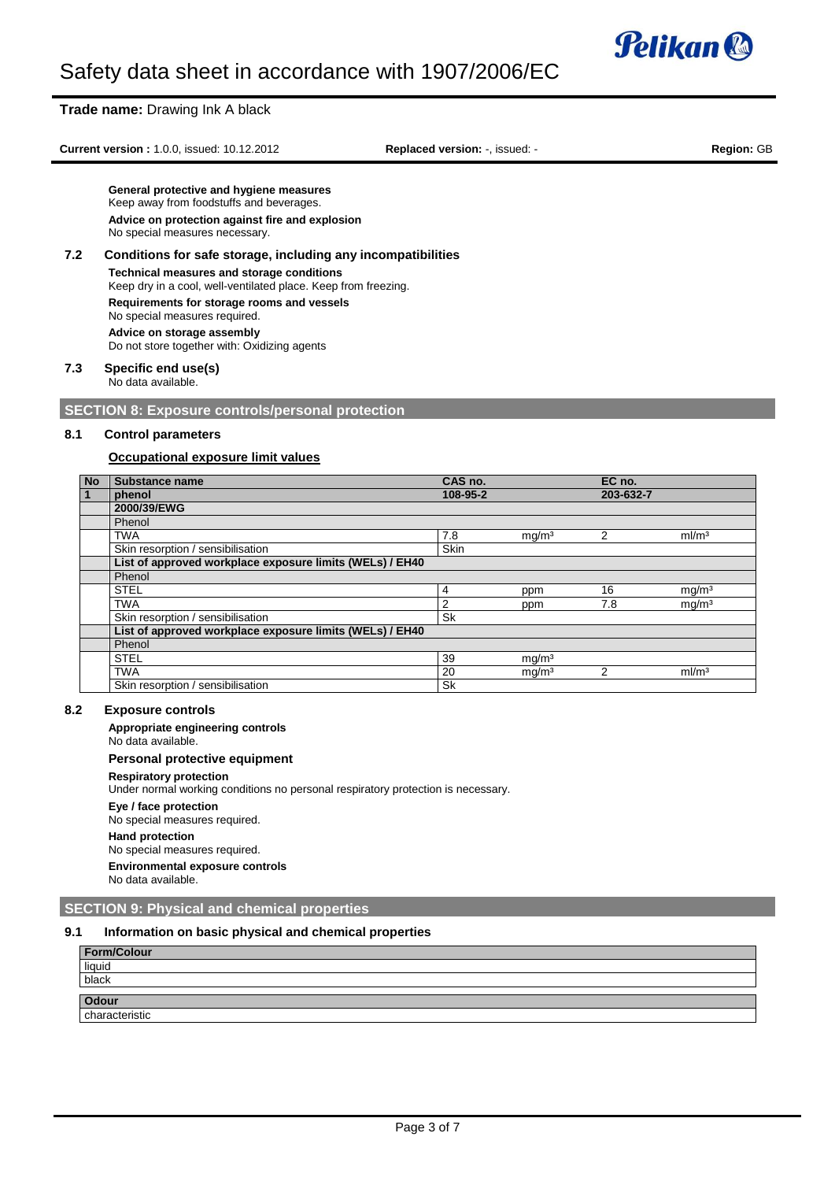**General protective and hygiene measures**
Keep away from foodstuffs and beverages.

**Advice on protection against fire and explosion**
No special measures necessary.

### 7.2 Conditions for safe storage, including any incompatibilities

**Technical measures and storage conditions**
Keep dry in a cool, well-ventilated place. Keep from freezing.

**Requirements for storage rooms and vessels**
No special measures required.

**Advice on storage assembly**
Do not store together with: Oxidizing agents

### 7.3 Specific end use(s)

No data available.

## SECTION 8: Exposure controls/personal protection

### 8.1 Control parameters

**Occupational exposure limit values**

| No | Substance name | CAS no. | | EC no. | |
|---|---|---|---|---|---|
| 1 | **phenol** | **108-95-2** | | **203-632-7** | |
| | **2000/39/EWG** | | | | |
| | Phenol | | | | |
| | TWA | 7.8 | mg/m³ | 2 | ml/m³ |
| | Skin resorption / sensibilisation | Skin | | | |
| | **List of approved workplace exposure limits (WELs) / EH40** | | | | |
| | Phenol | | | | |
| | STEL | 4 | ppm | 16 | mg/m³ |
| | TWA | 2 | ppm | 7.8 | mg/m³ |
| | Skin resorption / sensibilisation | Sk | | | |
| | **List of approved workplace exposure limits (WELs) / EH40** | | | | |
| | Phenol | | | | |
| | STEL | 39 | mg/m³ | | |
| | TWA | 20 | mg/m³ | 2 | ml/m³ |
| | Skin resorption / sensibilisation | Sk | | | |

### 8.2 Exposure controls

**Appropriate engineering controls**
No data available.

**Personal protective equipment**

**Respiratory protection**
Under normal working conditions no personal respiratory protection is necessary.

**Eye / face protection**
No special measures required.

**Hand protection**
No special measures required.

**Environmental exposure controls**
No data available.

## SECTION 9: Physical and chemical properties

### 9.1 Information on basic physical and chemical properties

| Form/Colour |
|---|
| liquid |
| black |

| Odour |
|---|
| characteristic |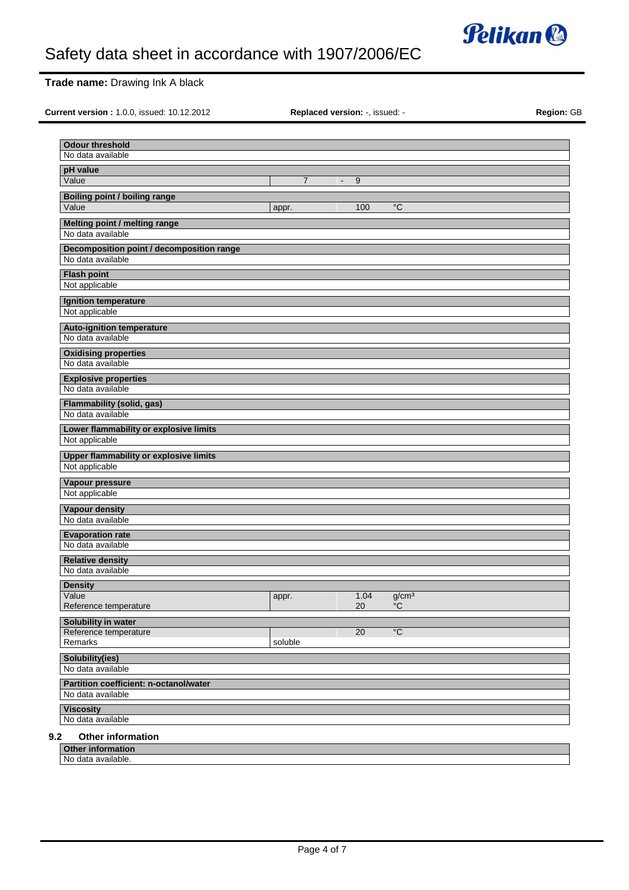| Odour threshold | | | |
|---|---|---|---|
| No data available | | | |

| pH value | | | |
|---|---|---|---|
| Value | 7 | - 9 | |

| Boiling point / boiling range | | | |
|---|---|---|---|
| Value | appr. | 100 | °C |

| Melting point / melting range |
|---|
| No data available |

| Decomposition point / decomposition range |
|---|
| No data available |

| Flash point |
|---|
| Not applicable |

| Ignition temperature |
|---|
| Not applicable |

| Auto-ignition temperature |
|---|
| No data available |

| Oxidising properties |
|---|
| No data available |

| Explosive properties |
|---|
| No data available |

| Flammability (solid, gas) |
|---|
| No data available |

| Lower flammability or explosive limits |
|---|
| Not applicable |

| Upper flammability or explosive limits |
|---|
| Not applicable |

| Vapour pressure |
|---|
| Not applicable |

| Vapour density |
|---|
| No data available |

| Evaporation rate |
|---|
| No data available |

| Relative density |
|---|
| No data available |

| Density | | | |
|---|---|---|---|
| Value | appr. | 1.04 | g/cm³ |
| Reference temperature | | 20 | °C |

| Solubility in water | | | |
|---|---|---|---|
| Reference temperature | | 20 | °C |
| Remarks | soluble | | |

| Solubility(ies) |
|---|
| No data available |

| Partition coefficient: n-octanol/water |
|---|
| No data available |

| Viscosity |
|---|
| No data available |

## 9.2 Other information

| Other information |
|---|
| No data available. |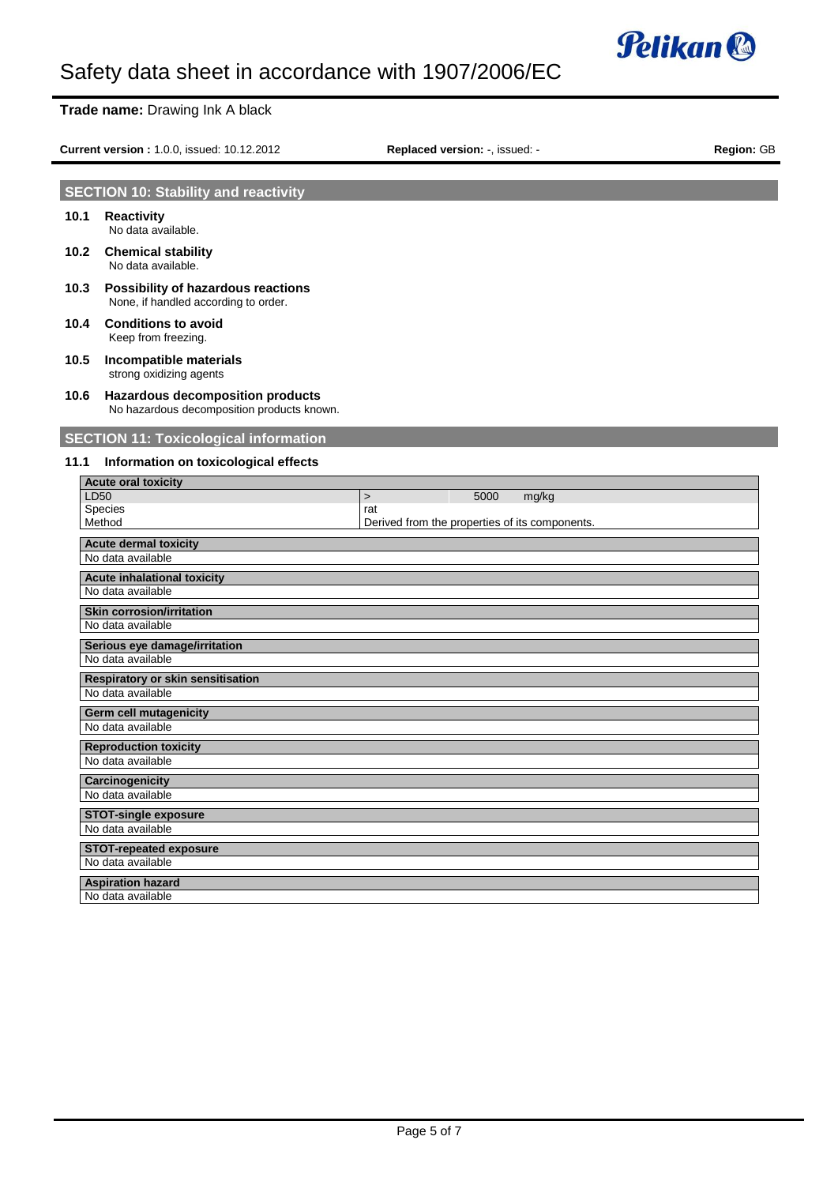## SECTION 10: Stability and reactivity

**10.1 Reactivity**

No data available.

**10.2 Chemical stability**

No data available.

**10.3 Possibility of hazardous reactions**

None, if handled according to order.

**10.4 Conditions to avoid**

Keep from freezing.

**10.5 Incompatible materials**

strong oxidizing agents

**10.6 Hazardous decomposition products**

No hazardous decomposition products known.

## SECTION 11: Toxicological information

**11.1 Information on toxicological effects**

| Acute oral toxicity | | | |
|---|---|---|---|
| LD50 | > | 5000 | mg/kg |
| Species | rat | | |
| Method | Derived from the properties of its components. | | |

| Acute dermal toxicity |
|---|
| No data available |

| Acute inhalational toxicity |
|---|
| No data available |

| Skin corrosion/irritation |
|---|
| No data available |

| Serious eye damage/irritation |
|---|
| No data available |

| Respiratory or skin sensitisation |
|---|
| No data available |

| Germ cell mutagenicity |
|---|
| No data available |

| Reproduction toxicity |
|---|
| No data available |

| Carcinogenicity |
|---|
| No data available |

| STOT-single exposure |
|---|
| No data available |

| STOT-repeated exposure |
|---|
| No data available |

| Aspiration hazard |
|---|
| No data available |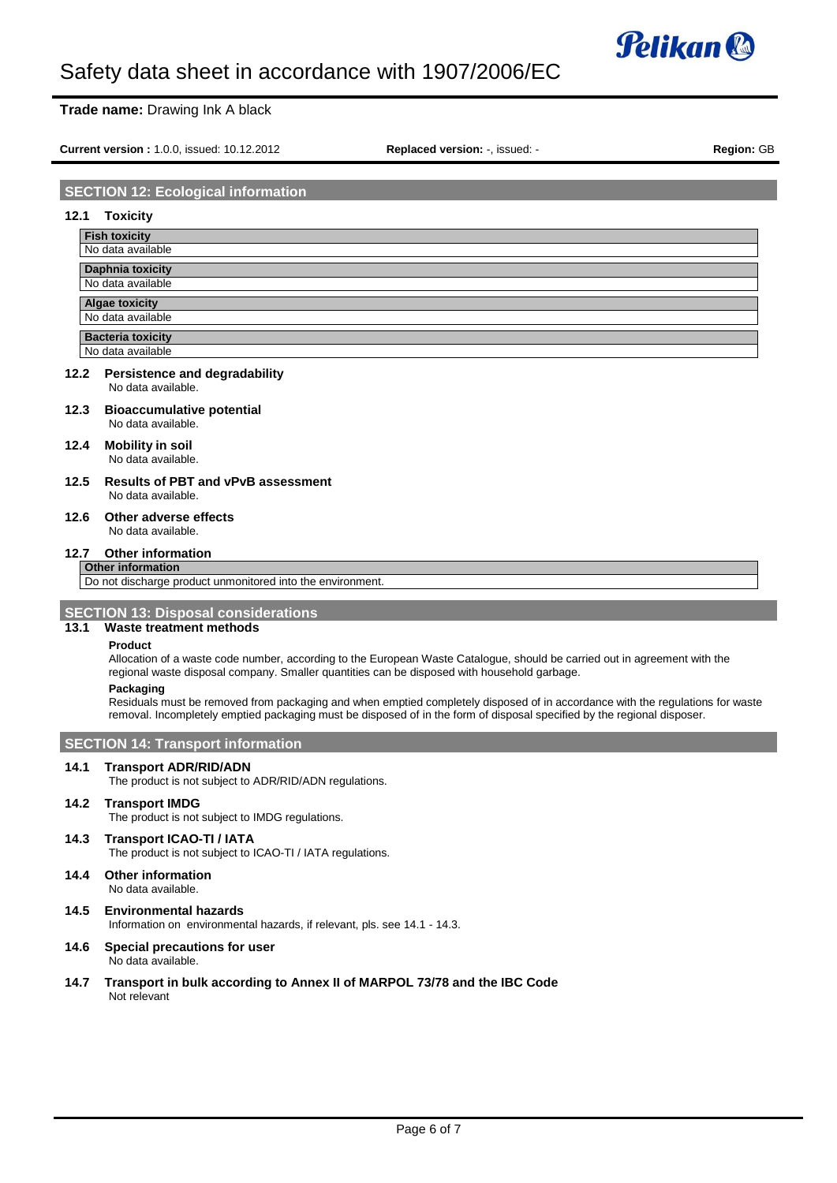## SECTION 12: Ecological information

### 12.1 Toxicity

| Fish toxicity |
|---|
| No data available |

| Daphnia toxicity |
|---|
| No data available |

| Algae toxicity |
|---|
| No data available |

| Bacteria toxicity |
|---|
| No data available |

### 12.2 Persistence and degradability

No data available.

### 12.3 Bioaccumulative potential

No data available.

### 12.4 Mobility in soil

No data available.

### 12.5 Results of PBT and vPvB assessment

No data available.

### 12.6 Other adverse effects

No data available.

### 12.7 Other information

| Other information |
|---|
| Do not discharge product unmonitored into the environment. |

## SECTION 13: Disposal considerations

### 13.1 Waste treatment methods

**Product**

Allocation of a waste code number, according to the European Waste Catalogue, should be carried out in agreement with the regional waste disposal company. Smaller quantities can be disposed with household garbage.

**Packaging**

Residuals must be removed from packaging and when emptied completely disposed of in accordance with the regulations for waste removal. Incompletely emptied packaging must be disposed of in the form of disposal specified by the regional disposer.

## SECTION 14: Transport information

### 14.1 Transport ADR/RID/ADN

The product is not subject to ADR/RID/ADN regulations.

### 14.2 Transport IMDG

The product is not subject to IMDG regulations.

### 14.3 Transport ICAO-TI / IATA

The product is not subject to ICAO-TI / IATA regulations.

### 14.4 Other information

No data available.

### 14.5 Environmental hazards

Information on environmental hazards, if relevant, pls. see 14.1 - 14.3.

### 14.6 Special precautions for user

No data available.

### 14.7 Transport in bulk according to Annex II of MARPOL 73/78 and the IBC Code

Not relevant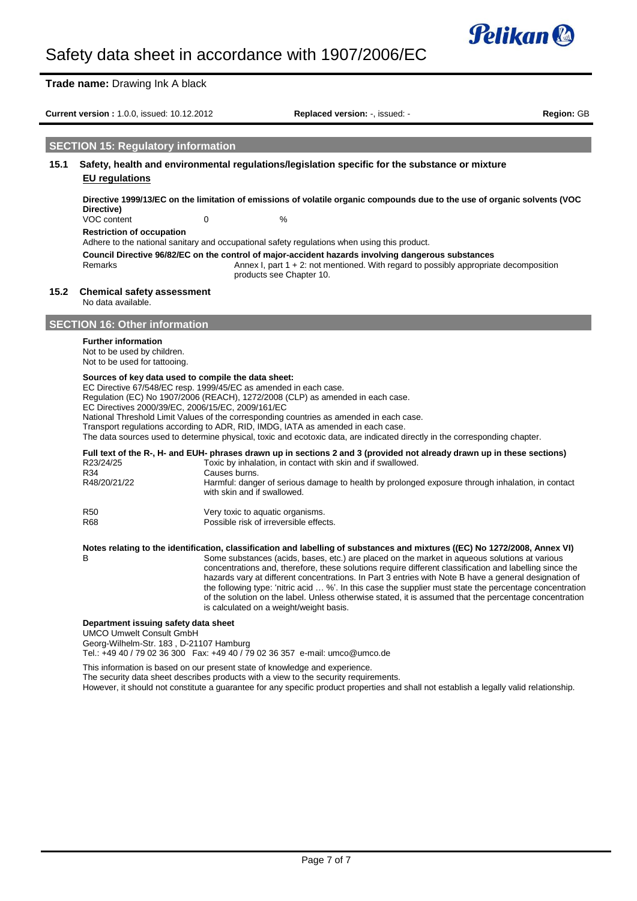## SECTION 15: Regulatory information

### 15.1 Safety, health and environmental regulations/legislation specific for the substance or mixture

**EU regulations**

**Directive 1999/13/EC on the limitation of emissions of volatile organic compounds due to the use of organic solvents (VOC Directive)**

| | | |
|---|---|---|
| VOC content | 0 | % |

**Restriction of occupation**

Adhere to the national sanitary and occupational safety regulations when using this product.

**Council Directive 96/82/EC on the control of major-accident hazards involving dangerous substances**

| | |
|---|---|
| Remarks | Annex I, part 1 + 2: not mentioned. With regard to possibly appropriate decomposition products see Chapter 10. |

### 15.2 Chemical safety assessment

No data available.

## SECTION 16: Other information

**Further information**

Not to be used by children.
Not to be used for tattooing.

**Sources of key data used to compile the data sheet:**

EC Directive 67/548/EC resp. 1999/45/EC as amended in each case.
Regulation (EC) No 1907/2006 (REACH), 1272/2008 (CLP) as amended in each case.
EC Directives 2000/39/EC, 2006/15/EC, 2009/161/EC
National Threshold Limit Values of the corresponding countries as amended in each case.
Transport regulations according to ADR, RID, IMDG, IATA as amended in each case.
The data sources used to determine physical, toxic and ecotoxic data, are indicated directly in the corresponding chapter.

**Full text of the R-, H- and EUH- phrases drawn up in sections 2 and 3 (provided not already drawn up in these sections)**

| | |
|---|---|
| R23/24/25 | Toxic by inhalation, in contact with skin and if swallowed. |
| R34 | Causes burns. |
| R48/20/21/22 | Harmful: danger of serious damage to health by prolonged exposure through inhalation, in contact with skin and if swallowed. |
| R50 | Very toxic to aquatic organisms. |
| R68 | Possible risk of irreversible effects. |

**Notes relating to the identification, classification and labelling of substances and mixtures ((EC) No 1272/2008, Annex VI)**

| | |
|---|---|
| B | Some substances (acids, bases, etc.) are placed on the market in aqueous solutions at various concentrations and, therefore, these solutions require different classification and labelling since the hazards vary at different concentrations. In Part 3 entries with Note B have a general designation of the following type: 'nitric acid … %'. In this case the supplier must state the percentage concentration of the solution on the label. Unless otherwise stated, it is assumed that the percentage concentration is calculated on a weight/weight basis. |

**Department issuing safety data sheet**

UMCO Umwelt Consult GmbH
Georg-Wilhelm-Str. 183 , D-21107 Hamburg
Tel.: +49 40 / 79 02 36 300 Fax: +49 40 / 79 02 36 357 e-mail: umco@umco.de

This information is based on our present state of knowledge and experience.
The security data sheet describes products with a view to the security requirements.
However, it should not constitute a guarantee for any specific product properties and shall not establish a legally valid relationship.